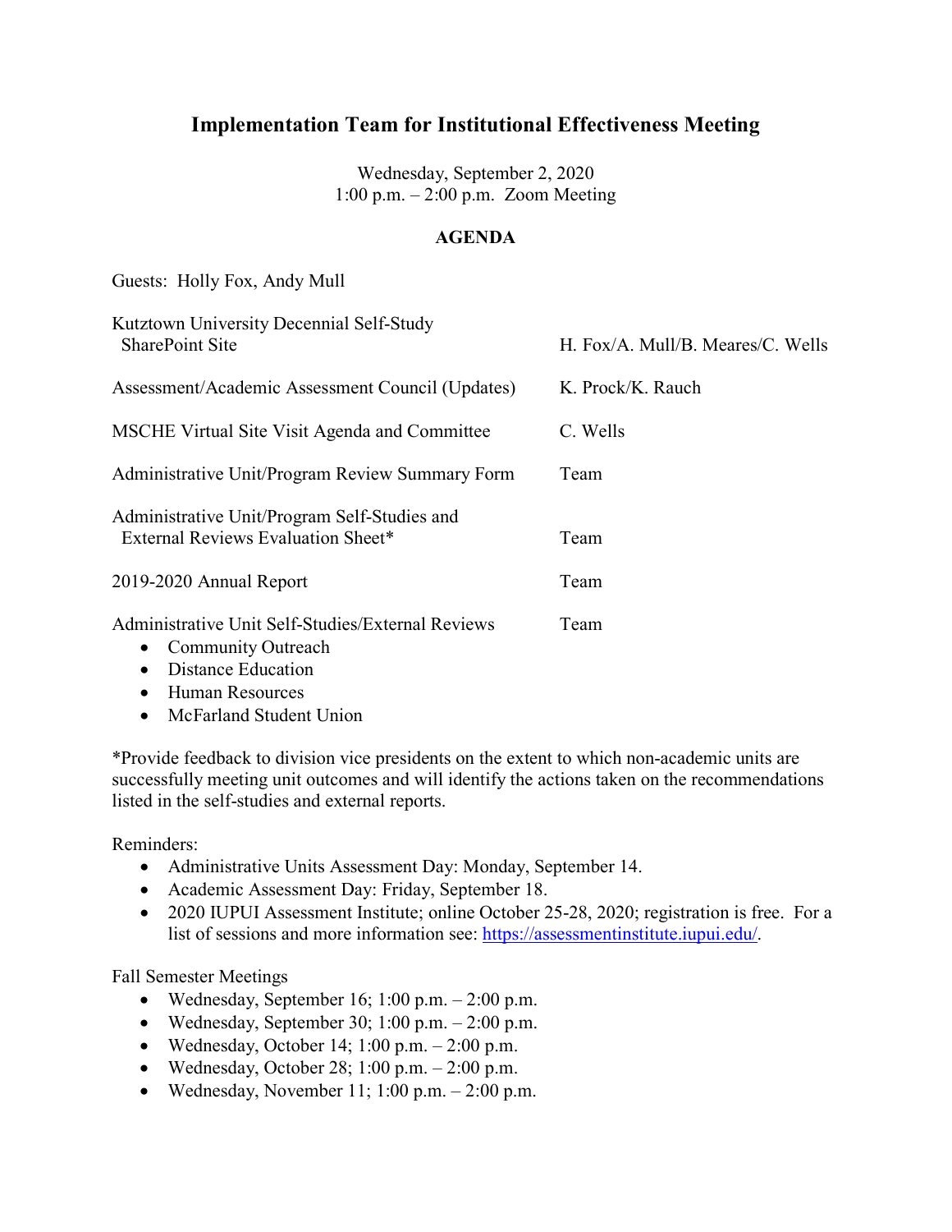# Implementation Team for Institutional Effectiveness Meeting

Wednesday, September 2, 2020
1:00 p.m. – 2:00 p.m. Zoom Meeting

**AGENDA**

Guests: Holly Fox, Andy Mull

| Agenda Item | Presenter |
|---|---|
| Kutztown University Decennial Self-Study SharePoint Site | H. Fox/A. Mull/B. Meares/C. Wells |
| Assessment/Academic Assessment Council (Updates) | K. Prock/K. Rauch |
| MSCHE Virtual Site Visit Agenda and Committee | C. Wells |
| Administrative Unit/Program Review Summary Form | Team |
| Administrative Unit/Program Self-Studies and External Reviews Evaluation Sheet* | Team |
| 2019-2020 Annual Report | Team |
| Administrative Unit Self-Studies/External Reviews | Team |

- Community Outreach
- Distance Education
- Human Resources
- McFarland Student Union

*Provide feedback to division vice presidents on the extent to which non-academic units are successfully meeting unit outcomes and will identify the actions taken on the recommendations listed in the self-studies and external reports.

Reminders:

- Administrative Units Assessment Day: Monday, September 14.
- Academic Assessment Day: Friday, September 18.
- 2020 IUPUI Assessment Institute; online October 25-28, 2020; registration is free. For a list of sessions and more information see: [https://assessmentinstitute.iupui.edu/](https://assessmentinstitute.iupui.edu/).

Fall Semester Meetings

- Wednesday, September 16; 1:00 p.m. – 2:00 p.m.
- Wednesday, September 30; 1:00 p.m. – 2:00 p.m.
- Wednesday, October 14; 1:00 p.m. – 2:00 p.m.
- Wednesday, October 28; 1:00 p.m. – 2:00 p.m.
- Wednesday, November 11; 1:00 p.m. – 2:00 p.m.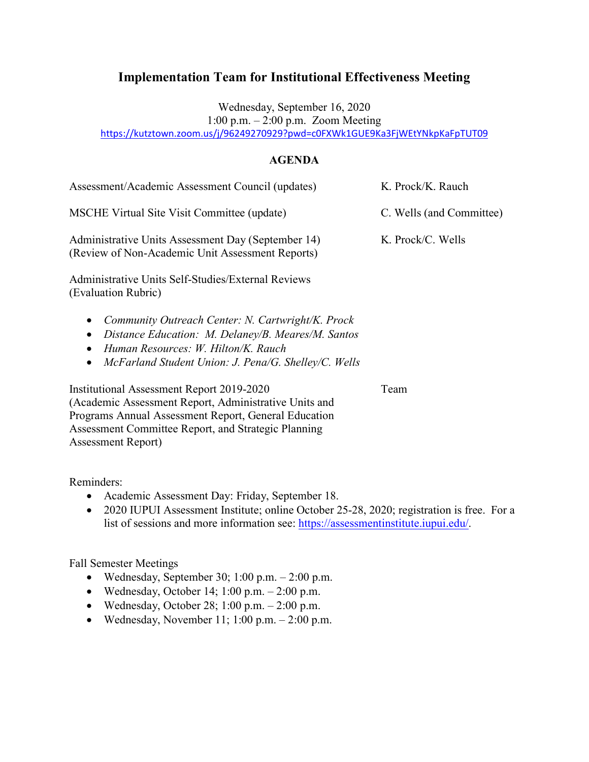# Implementation Team for Institutional Effectiveness Meeting

Wednesday, September 16, 2020
1:00 p.m. – 2:00 p.m. Zoom Meeting
https://kutztown.zoom.us/j/96249270929?pwd=c0FXWk1GUE9Ka3FjWEtYNkpKaFpTUT09

## AGENDA

| Item | Presenter |
|---|---|
| Assessment/Academic Assessment Council (updates) | K. Prock/K. Rauch |
| MSCHE Virtual Site Visit Committee (update) | C. Wells (and Committee) |
| Administrative Units Assessment Day (September 14) (Review of Non-Academic Unit Assessment Reports) | K. Prock/C. Wells |

Administrative Units Self-Studies/External Reviews
(Evaluation Rubric)

- *Community Outreach Center: N. Cartwright/K. Prock*
- *Distance Education: M. Delaney/B. Meares/M. Santos*
- *Human Resources: W. Hilton/K. Rauch*
- *McFarland Student Union: J. Pena/G. Shelley/C. Wells*

| Item | Presenter |
|---|---|
| Institutional Assessment Report 2019-2020 (Academic Assessment Report, Administrative Units and Programs Annual Assessment Report, General Education Assessment Committee Report, and Strategic Planning Assessment Report) | Team |

Reminders:

- Academic Assessment Day: Friday, September 18.
- 2020 IUPUI Assessment Institute; online October 25-28, 2020; registration is free. For a list of sessions and more information see: https://assessmentinstitute.iupui.edu/.

Fall Semester Meetings

- Wednesday, September 30; 1:00 p.m. – 2:00 p.m.
- Wednesday, October 14; 1:00 p.m. – 2:00 p.m.
- Wednesday, October 28; 1:00 p.m. – 2:00 p.m.
- Wednesday, November 11; 1:00 p.m. – 2:00 p.m.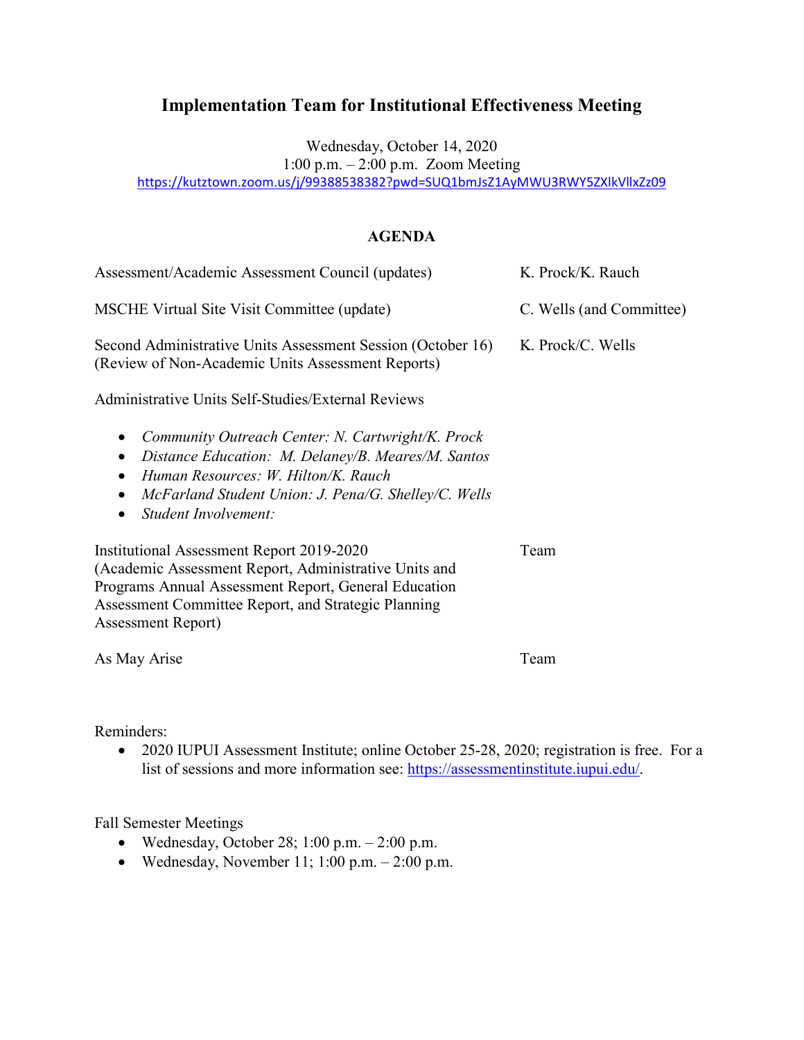# Implementation Team for Institutional Effectiveness Meeting

Wednesday, October 14, 2020
1:00 p.m. – 2:00 p.m. Zoom Meeting
https://kutztown.zoom.us/j/99388538382?pwd=SUQ1bmJsZ1AyMWU3RWY5ZXlkVllxZz09

## AGENDA

| | |
|---|---|
| Assessment/Academic Assessment Council (updates) | K. Prock/K. Rauch |
| MSCHE Virtual Site Visit Committee (update) | C. Wells (and Committee) |
| Second Administrative Units Assessment Session (October 16) (Review of Non-Academic Units Assessment Reports) | K. Prock/C. Wells |
| Administrative Units Self-Studies/External Reviews | |
| Institutional Assessment Report 2019-2020 (Academic Assessment Report, Administrative Units and Programs Annual Assessment Report, General Education Assessment Committee Report, and Strategic Planning Assessment Report) | Team |
| As May Arise | Team |

Administrative Units Self-Studies/External Reviews:

- *Community Outreach Center: N. Cartwright/K. Prock*
- *Distance Education: M. Delaney/B. Meares/M. Santos*
- *Human Resources: W. Hilton/K. Rauch*
- *McFarland Student Union: J. Pena/G. Shelley/C. Wells*
- *Student Involvement:*

Reminders:

- 2020 IUPUI Assessment Institute; online October 25-28, 2020; registration is free. For a list of sessions and more information see: https://assessmentinstitute.iupui.edu/.

Fall Semester Meetings

- Wednesday, October 28; 1:00 p.m. – 2:00 p.m.
- Wednesday, November 11; 1:00 p.m. – 2:00 p.m.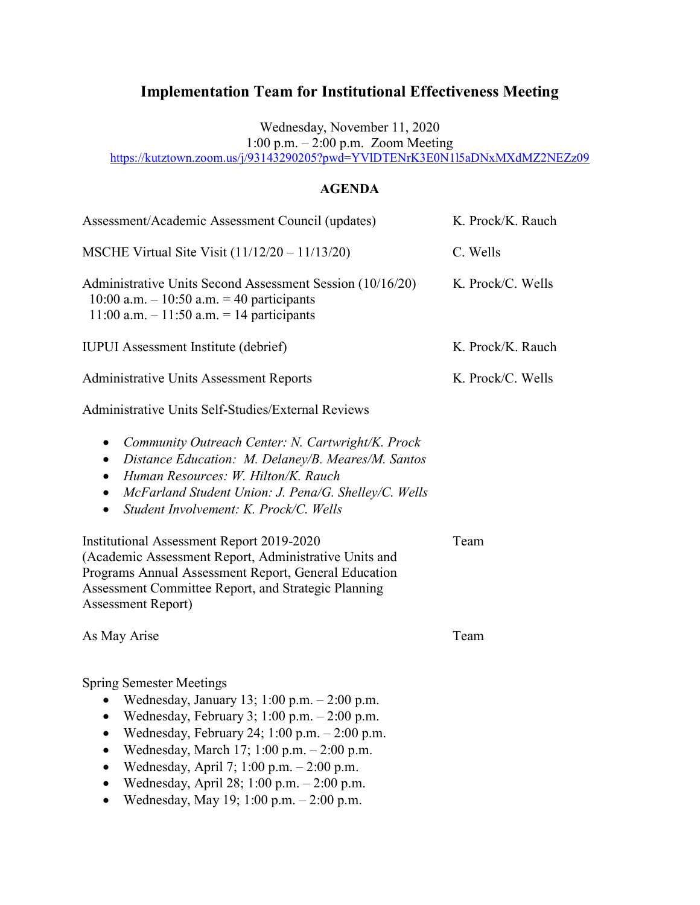# Implementation Team for Institutional Effectiveness Meeting

Wednesday, November 11, 2020
1:00 p.m. – 2:00 p.m. Zoom Meeting
https://kutztown.zoom.us/j/93143290205?pwd=YVlDTENrK3E0N1l5aDNxMXdMZ2NEZz09

**AGENDA**

| | |
|---|---|
| Assessment/Academic Assessment Council (updates) | K. Prock/K. Rauch |
| MSCHE Virtual Site Visit (11/12/20 – 11/13/20) | C. Wells |
| Administrative Units Second Assessment Session (10/16/20)<br>10:00 a.m. – 10:50 a.m. = 40 participants<br>11:00 a.m. – 11:50 a.m. = 14 participants | K. Prock/C. Wells |
| IUPUI Assessment Institute (debrief) | K. Prock/K. Rauch |
| Administrative Units Assessment Reports | K. Prock/C. Wells |
| Administrative Units Self-Studies/External Reviews | |

- *Community Outreach Center: N. Cartwright/K. Prock*
- *Distance Education: M. Delaney/B. Meares/M. Santos*
- *Human Resources: W. Hilton/K. Rauch*
- *McFarland Student Union: J. Pena/G. Shelley/C. Wells*
- *Student Involvement: K. Prock/C. Wells*

| | |
|---|---|
| Institutional Assessment Report 2019-2020<br>(Academic Assessment Report, Administrative Units and Programs Annual Assessment Report, General Education Assessment Committee Report, and Strategic Planning Assessment Report) | Team |
| As May Arise | Team |

Spring Semester Meetings

- Wednesday, January 13; 1:00 p.m. – 2:00 p.m.
- Wednesday, February 3; 1:00 p.m. – 2:00 p.m.
- Wednesday, February 24; 1:00 p.m. – 2:00 p.m.
- Wednesday, March 17; 1:00 p.m. – 2:00 p.m.
- Wednesday, April 7; 1:00 p.m. – 2:00 p.m.
- Wednesday, April 28; 1:00 p.m. – 2:00 p.m.
- Wednesday, May 19; 1:00 p.m. – 2:00 p.m.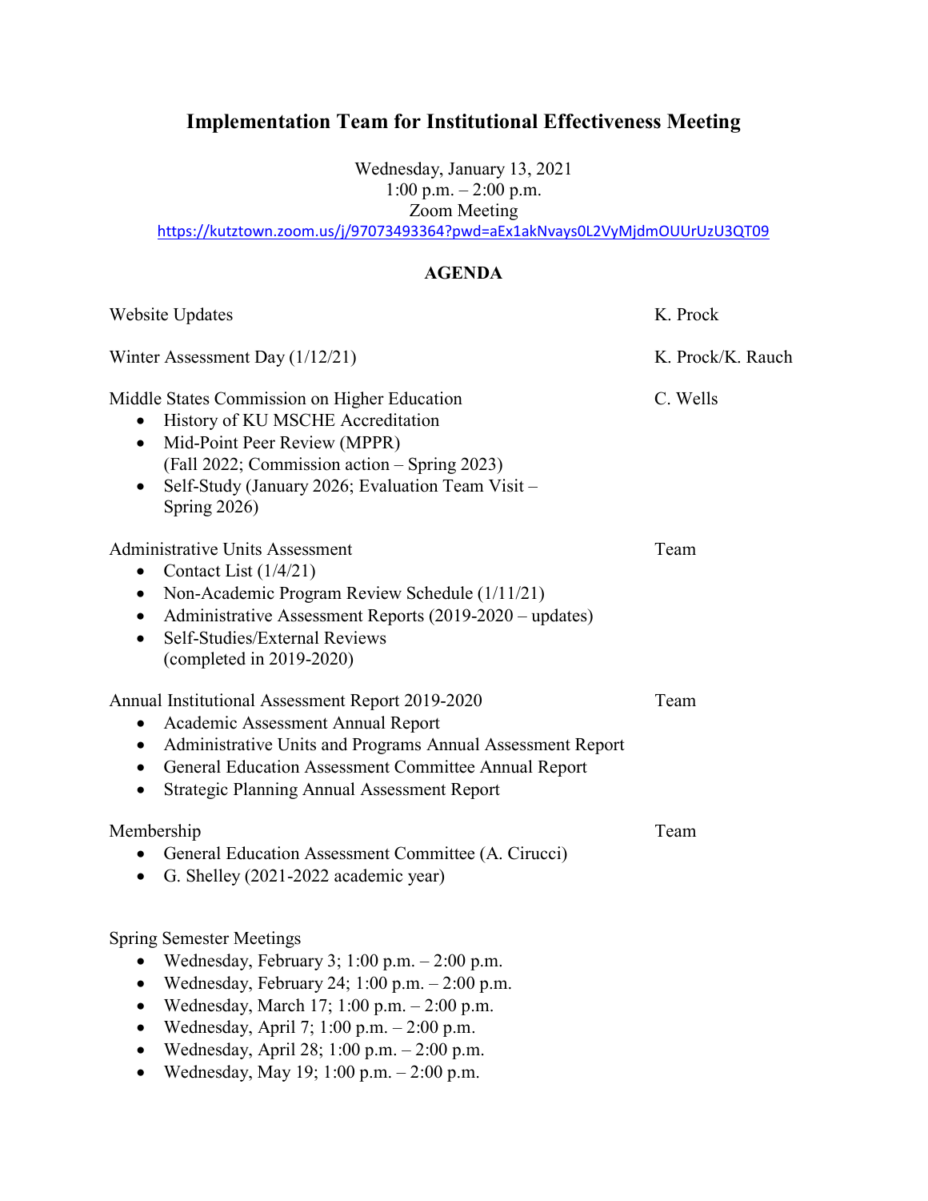# Implementation Team for Institutional Effectiveness Meeting

Wednesday, January 13, 2021
1:00 p.m. – 2:00 p.m.
Zoom Meeting
https://kutztown.zoom.us/j/97073493364?pwd=aEx1akNvays0L2VyMjdmOUUrUzU3QT09

## AGENDA

Website Updates — K. Prock

Winter Assessment Day (1/12/21) — K. Prock/K. Rauch

Middle States Commission on Higher Education — C. Wells

- History of KU MSCHE Accreditation
- Mid-Point Peer Review (MPPR) (Fall 2022; Commission action – Spring 2023)
- Self-Study (January 2026; Evaluation Team Visit – Spring 2026)

Administrative Units Assessment — Team

- Contact List (1/4/21)
- Non-Academic Program Review Schedule (1/11/21)
- Administrative Assessment Reports (2019-2020 – updates)
- Self-Studies/External Reviews (completed in 2019-2020)

Annual Institutional Assessment Report 2019-2020 — Team

- Academic Assessment Annual Report
- Administrative Units and Programs Annual Assessment Report
- General Education Assessment Committee Annual Report
- Strategic Planning Annual Assessment Report

Membership — Team

- General Education Assessment Committee (A. Cirucci)
- G. Shelley (2021-2022 academic year)

Spring Semester Meetings

- Wednesday, February 3; 1:00 p.m. – 2:00 p.m.
- Wednesday, February 24; 1:00 p.m. – 2:00 p.m.
- Wednesday, March 17; 1:00 p.m. – 2:00 p.m.
- Wednesday, April 7; 1:00 p.m. – 2:00 p.m.
- Wednesday, April 28; 1:00 p.m. – 2:00 p.m.
- Wednesday, May 19; 1:00 p.m. – 2:00 p.m.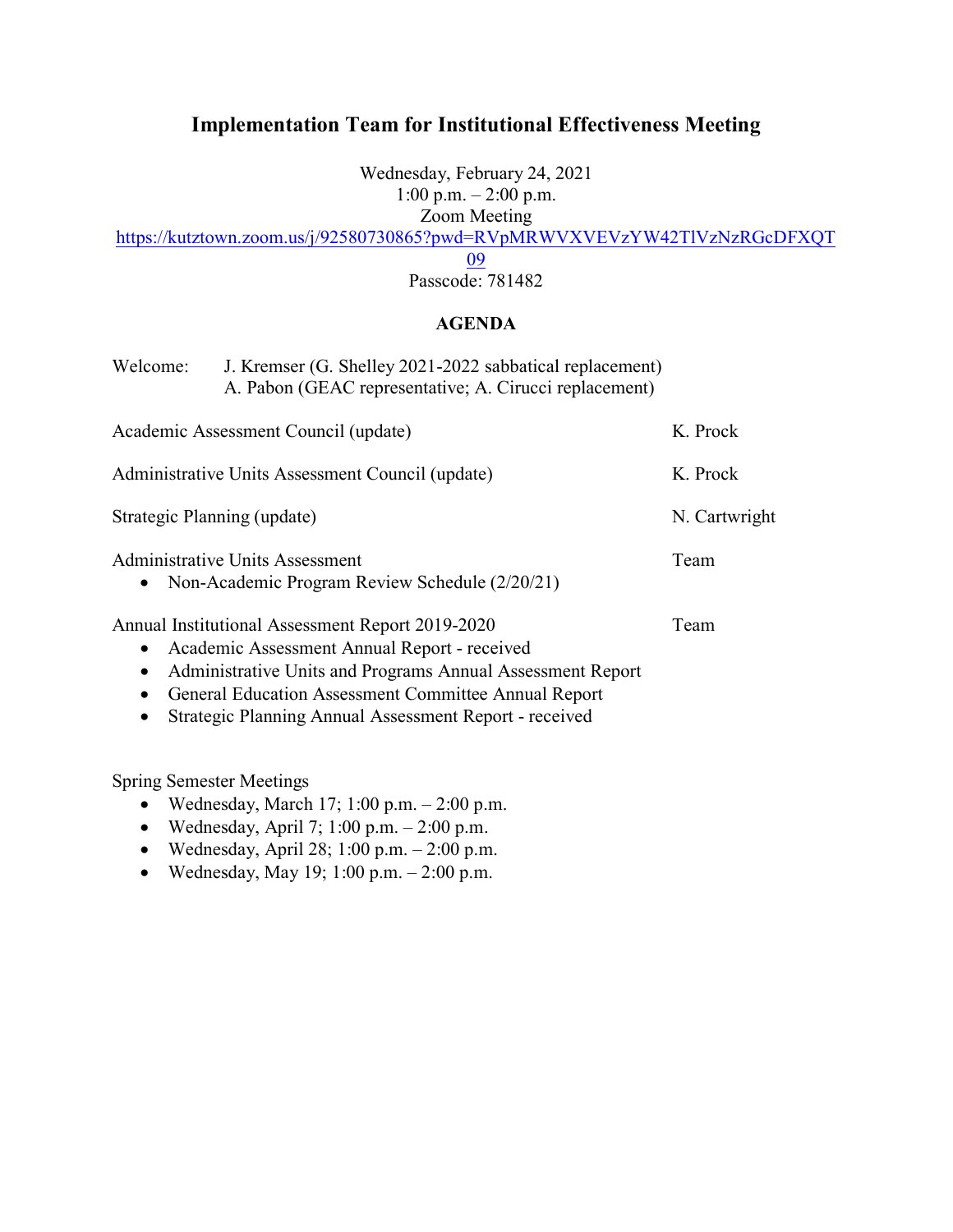# Implementation Team for Institutional Effectiveness Meeting

Wednesday, February 24, 2021
1:00 p.m. – 2:00 p.m.
Zoom Meeting
https://kutztown.zoom.us/j/92580730865?pwd=RVpMRWVXVEVzYW42TlVzNzRGcDFXQT09
Passcode: 781482

## AGENDA

Welcome: J. Kremser (G. Shelley 2021-2022 sabbatical replacement)
A. Pabon (GEAC representative; A. Cirucci replacement)

Academic Assessment Council (update) — K. Prock

Administrative Units Assessment Council (update) — K. Prock

Strategic Planning (update) — N. Cartwright

Administrative Units Assessment — Team

- Non-Academic Program Review Schedule (2/20/21)

Annual Institutional Assessment Report 2019-2020 — Team

- Academic Assessment Annual Report - received
- Administrative Units and Programs Annual Assessment Report
- General Education Assessment Committee Annual Report
- Strategic Planning Annual Assessment Report - received

Spring Semester Meetings

- Wednesday, March 17; 1:00 p.m. – 2:00 p.m.
- Wednesday, April 7; 1:00 p.m. – 2:00 p.m.
- Wednesday, April 28; 1:00 p.m. – 2:00 p.m.
- Wednesday, May 19; 1:00 p.m. – 2:00 p.m.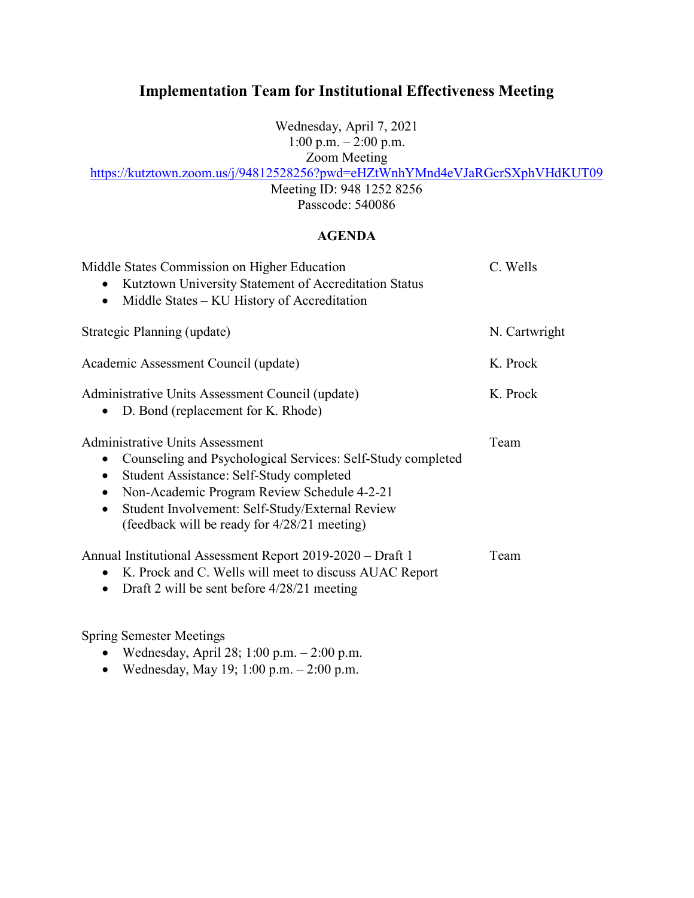# Implementation Team for Institutional Effectiveness Meeting

Wednesday, April 7, 2021
1:00 p.m. – 2:00 p.m.
Zoom Meeting
https://kutztown.zoom.us/j/94812528256?pwd=eHZtWnhYMnd4eVJaRGcrSXphVHdKUT09
Meeting ID: 948 1252 8256
Passcode: 540086

## AGENDA

Middle States Commission on Higher Education — C. Wells

- Kutztown University Statement of Accreditation Status
- Middle States – KU History of Accreditation

Strategic Planning (update) — N. Cartwright

Academic Assessment Council (update) — K. Prock

Administrative Units Assessment Council (update) — K. Prock

- D. Bond (replacement for K. Rhode)

Administrative Units Assessment — Team

- Counseling and Psychological Services: Self-Study completed
- Student Assistance: Self-Study completed
- Non-Academic Program Review Schedule 4-2-21
- Student Involvement: Self-Study/External Review (feedback will be ready for 4/28/21 meeting)

Annual Institutional Assessment Report 2019-2020 – Draft 1 — Team

- K. Prock and C. Wells will meet to discuss AUAC Report
- Draft 2 will be sent before 4/28/21 meeting

Spring Semester Meetings

- Wednesday, April 28; 1:00 p.m. – 2:00 p.m.
- Wednesday, May 19; 1:00 p.m. – 2:00 p.m.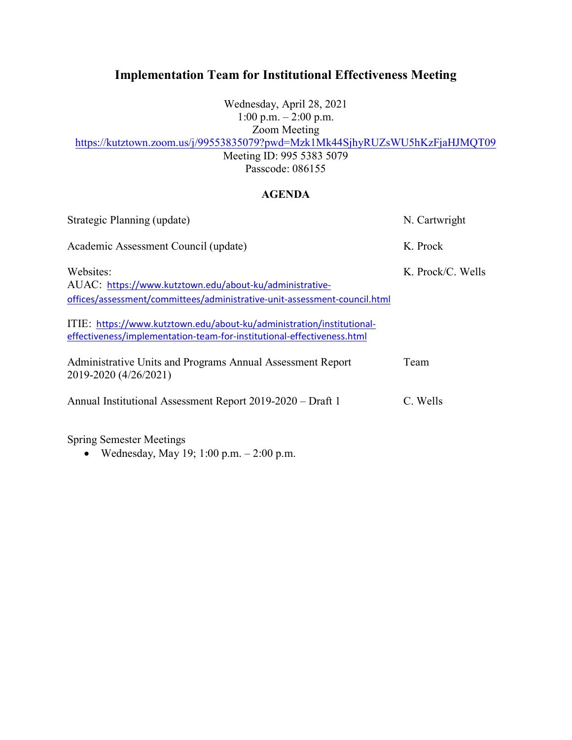# Implementation Team for Institutional Effectiveness Meeting

Wednesday, April 28, 2021
1:00 p.m. – 2:00 p.m.
Zoom Meeting
https://kutztown.zoom.us/j/99553835079?pwd=Mzk1Mk44SjhyRUZsWU5hKzFjaHJMQT09
Meeting ID: 995 5383 5079
Passcode: 086155

**AGENDA**

| | |
|---|---|
| Strategic Planning (update) | N. Cartwright |
| Academic Assessment Council (update) | K. Prock |
| Websites:<br>AUAC: https://www.kutztown.edu/about-ku/administrative-offices/assessment/committees/administrative-unit-assessment-council.html<br><br>ITIE: https://www.kutztown.edu/about-ku/administration/institutional-effectiveness/implementation-team-for-institutional-effectiveness.html | K. Prock/C. Wells |
| Administrative Units and Programs Annual Assessment Report 2019-2020 (4/26/2021) | Team |
| Annual Institutional Assessment Report 2019-2020 – Draft 1 | C. Wells |

Spring Semester Meetings

- Wednesday, May 19; 1:00 p.m. – 2:00 p.m.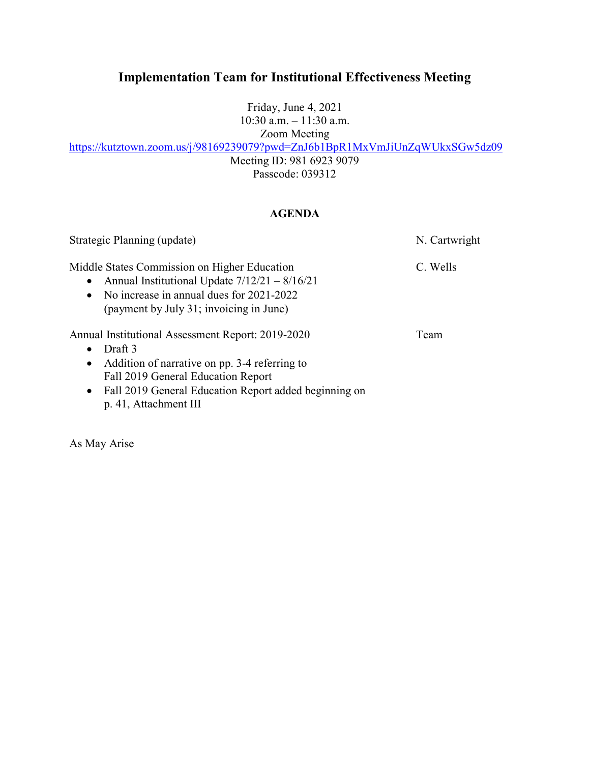# Implementation Team for Institutional Effectiveness Meeting

Friday, June 4, 2021
10:30 a.m. – 11:30 a.m.
Zoom Meeting
https://kutztown.zoom.us/j/98169239079?pwd=ZnJ6b1BpR1MxVmJiUnZqWUkxSGw5dz09
Meeting ID: 981 6923 9079
Passcode: 039312

## AGENDA

| | |
|---|---|
| Strategic Planning (update) | N. Cartwright |
| Middle States Commission on Higher Education<br>• Annual Institutional Update 7/12/21 – 8/16/21<br>• No increase in annual dues for 2021-2022 (payment by July 31; invoicing in June) | C. Wells |
| Annual Institutional Assessment Report: 2019-2020<br>• Draft 3<br>• Addition of narrative on pp. 3-4 referring to Fall 2019 General Education Report<br>• Fall 2019 General Education Report added beginning on p. 41, Attachment III | Team |

As May Arise